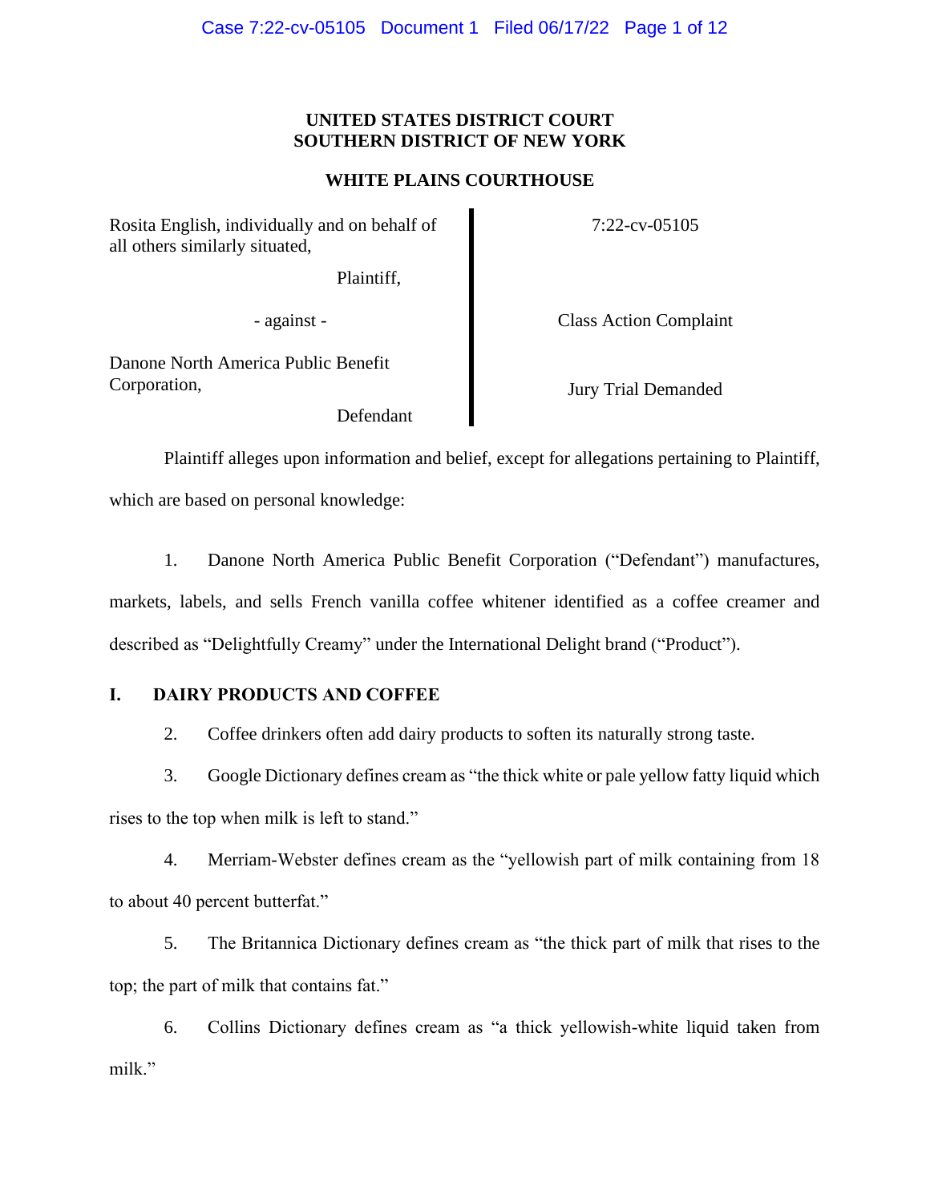**UNITED STATES DISTRICT COURT**
**SOUTHERN DISTRICT OF NEW YORK**

**WHITE PLAINS COURTHOUSE**

| | |
|---|---|
| Rosita English, individually and on behalf of all others similarly situated,<br><br>Plaintiff,<br><br>- against -<br><br>Danone North America Public Benefit Corporation,<br><br>Defendant | 7:22-cv-05105<br><br>Class Action Complaint<br><br>Jury Trial Demanded |

Plaintiff alleges upon information and belief, except for allegations pertaining to Plaintiff, which are based on personal knowledge:

1. Danone North America Public Benefit Corporation ("Defendant") manufactures, markets, labels, and sells French vanilla coffee whitener identified as a coffee creamer and described as "Delightfully Creamy" under the International Delight brand ("Product").

## I. DAIRY PRODUCTS AND COFFEE

2. Coffee drinkers often add dairy products to soften its naturally strong taste.

3. Google Dictionary defines cream as "the thick white or pale yellow fatty liquid which rises to the top when milk is left to stand."

4. Merriam-Webster defines cream as the "yellowish part of milk containing from 18 to about 40 percent butterfat."

5. The Britannica Dictionary defines cream as "the thick part of milk that rises to the top; the part of milk that contains fat."

6. Collins Dictionary defines cream as "a thick yellowish-white liquid taken from milk."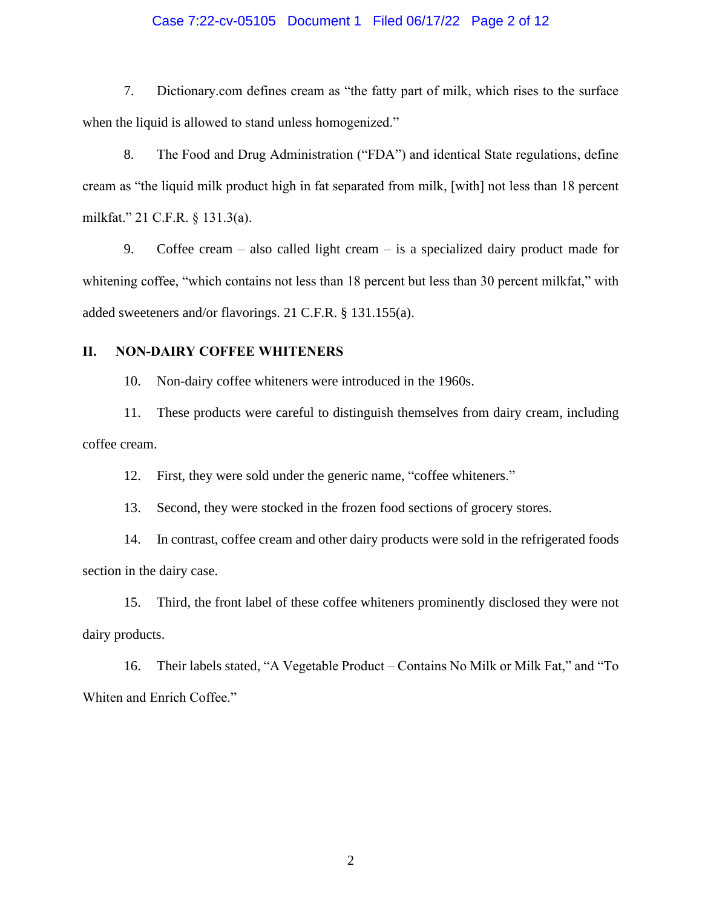7. Dictionary.com defines cream as "the fatty part of milk, which rises to the surface when the liquid is allowed to stand unless homogenized."

8. The Food and Drug Administration ("FDA") and identical State regulations, define cream as "the liquid milk product high in fat separated from milk, [with] not less than 18 percent milkfat." 21 C.F.R. § 131.3(a).

9. Coffee cream – also called light cream – is a specialized dairy product made for whitening coffee, "which contains not less than 18 percent but less than 30 percent milkfat," with added sweeteners and/or flavorings. 21 C.F.R. § 131.155(a).

## II. NON-DAIRY COFFEE WHITENERS

10. Non-dairy coffee whiteners were introduced in the 1960s.

11. These products were careful to distinguish themselves from dairy cream, including coffee cream.

12. First, they were sold under the generic name, "coffee whiteners."

13. Second, they were stocked in the frozen food sections of grocery stores.

14. In contrast, coffee cream and other dairy products were sold in the refrigerated foods section in the dairy case.

15. Third, the front label of these coffee whiteners prominently disclosed they were not dairy products.

16. Their labels stated, "A Vegetable Product – Contains No Milk or Milk Fat," and "To Whiten and Enrich Coffee."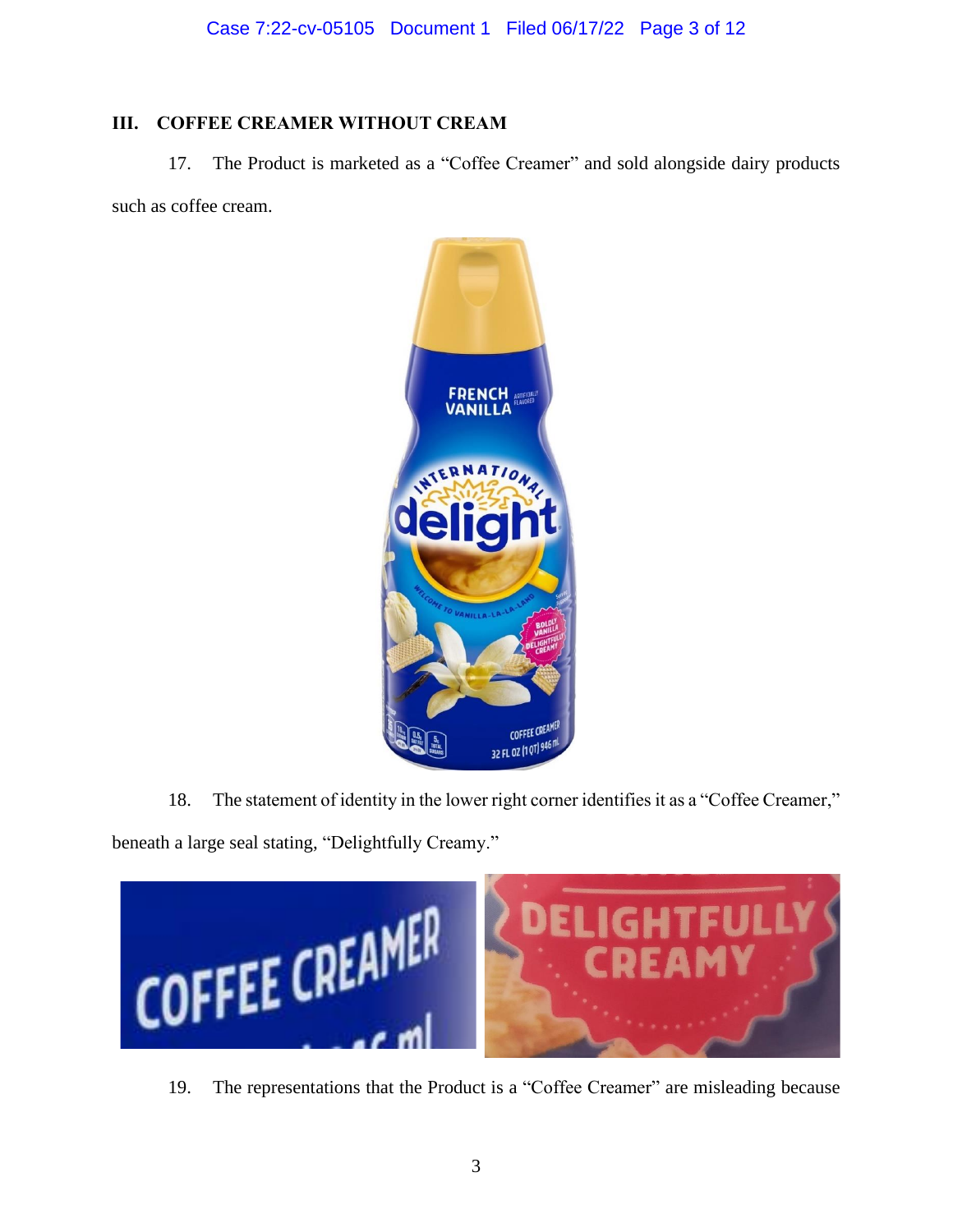## III. COFFEE CREAMER WITHOUT CREAM

17. The Product is marketed as a "Coffee Creamer" and sold alongside dairy products such as coffee cream.

18. The statement of identity in the lower right corner identifies it as a "Coffee Creamer," beneath a large seal stating, "Delightfully Creamy."

19. The representations that the Product is a "Coffee Creamer" are misleading because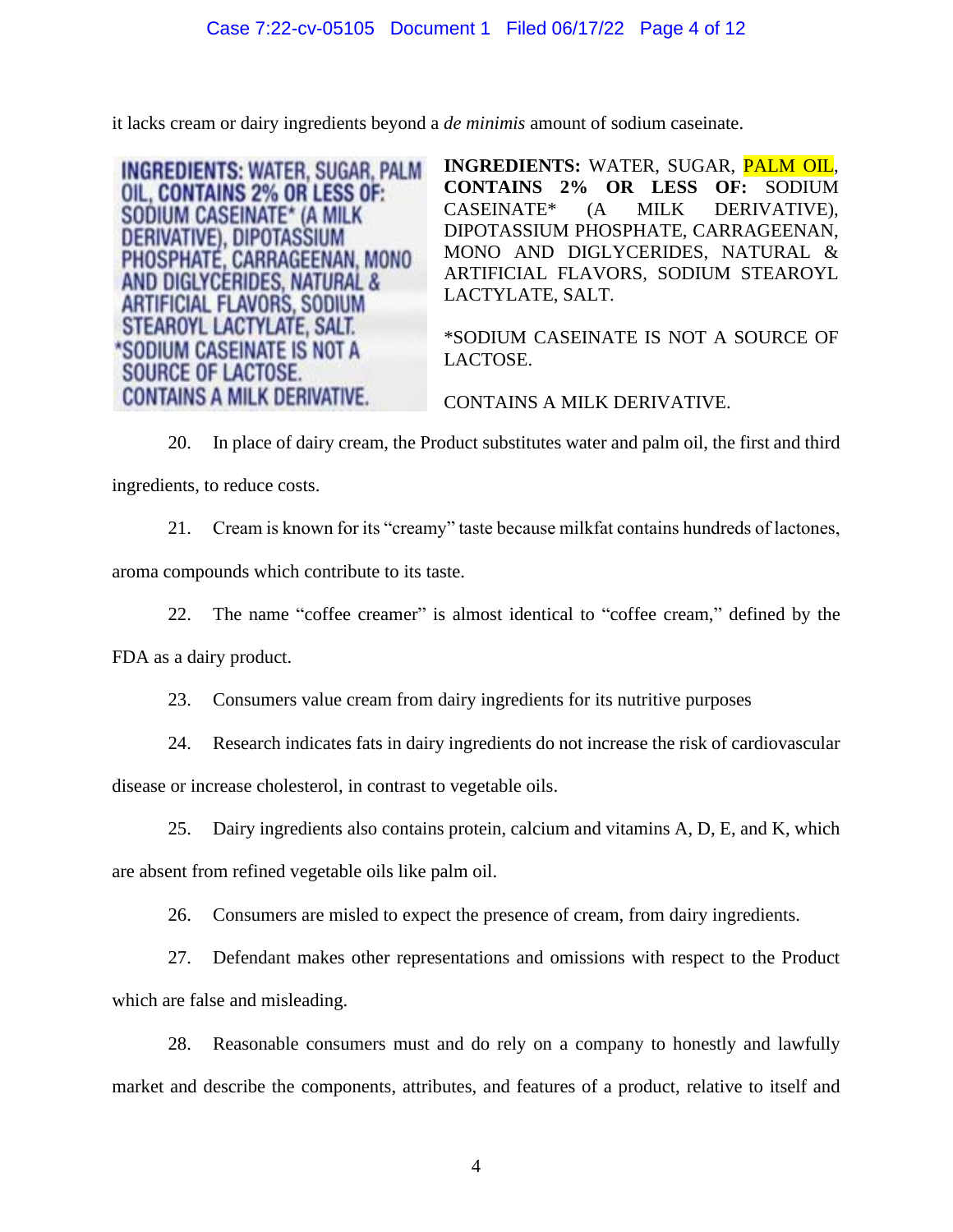it lacks cream or dairy ingredients beyond a *de minimis* amount of sodium caseinate.

**INGREDIENTS:** WATER, SUGAR, PALM OIL, **CONTAINS 2% OR LESS OF:** SODIUM CASEINATE* (A MILK DERIVATIVE), DIPOTASSIUM PHOSPHATE, CARRAGEENAN, MONO AND DIGLYCERIDES, NATURAL & ARTIFICIAL FLAVORS, SODIUM STEAROYL LACTYLATE, SALT.

*SODIUM CASEINATE IS NOT A SOURCE OF LACTOSE.

CONTAINS A MILK DERIVATIVE.

20. In place of dairy cream, the Product substitutes water and palm oil, the first and third ingredients, to reduce costs.

21. Cream is known for its "creamy" taste because milkfat contains hundreds of lactones, aroma compounds which contribute to its taste.

22. The name "coffee creamer" is almost identical to "coffee cream," defined by the FDA as a dairy product.

23. Consumers value cream from dairy ingredients for its nutritive purposes

24. Research indicates fats in dairy ingredients do not increase the risk of cardiovascular disease or increase cholesterol, in contrast to vegetable oils.

25. Dairy ingredients also contains protein, calcium and vitamins A, D, E, and K, which are absent from refined vegetable oils like palm oil.

26. Consumers are misled to expect the presence of cream, from dairy ingredients.

27. Defendant makes other representations and omissions with respect to the Product which are false and misleading.

28. Reasonable consumers must and do rely on a company to honestly and lawfully market and describe the components, attributes, and features of a product, relative to itself and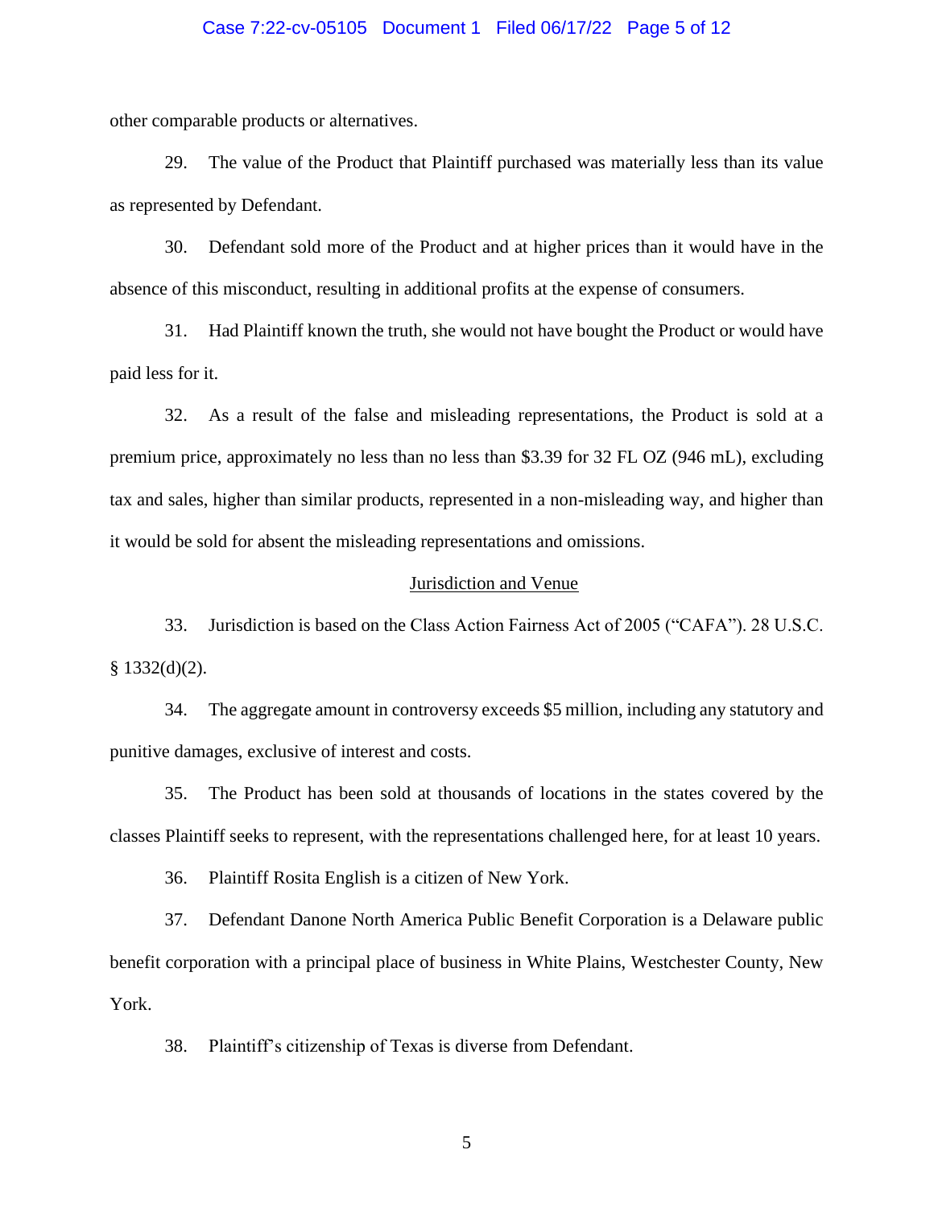other comparable products or alternatives.

29. The value of the Product that Plaintiff purchased was materially less than its value as represented by Defendant.

30. Defendant sold more of the Product and at higher prices than it would have in the absence of this misconduct, resulting in additional profits at the expense of consumers.

31. Had Plaintiff known the truth, she would not have bought the Product or would have paid less for it.

32. As a result of the false and misleading representations, the Product is sold at a premium price, approximately no less than no less than $3.39 for 32 FL OZ (946 mL), excluding tax and sales, higher than similar products, represented in a non-misleading way, and higher than it would be sold for absent the misleading representations and omissions.

## Jurisdiction and Venue

33. Jurisdiction is based on the Class Action Fairness Act of 2005 ("CAFA"). 28 U.S.C. § 1332(d)(2).

34. The aggregate amount in controversy exceeds $5 million, including any statutory and punitive damages, exclusive of interest and costs.

35. The Product has been sold at thousands of locations in the states covered by the classes Plaintiff seeks to represent, with the representations challenged here, for at least 10 years.

36. Plaintiff Rosita English is a citizen of New York.

37. Defendant Danone North America Public Benefit Corporation is a Delaware public benefit corporation with a principal place of business in White Plains, Westchester County, New York.

38. Plaintiff's citizenship of Texas is diverse from Defendant.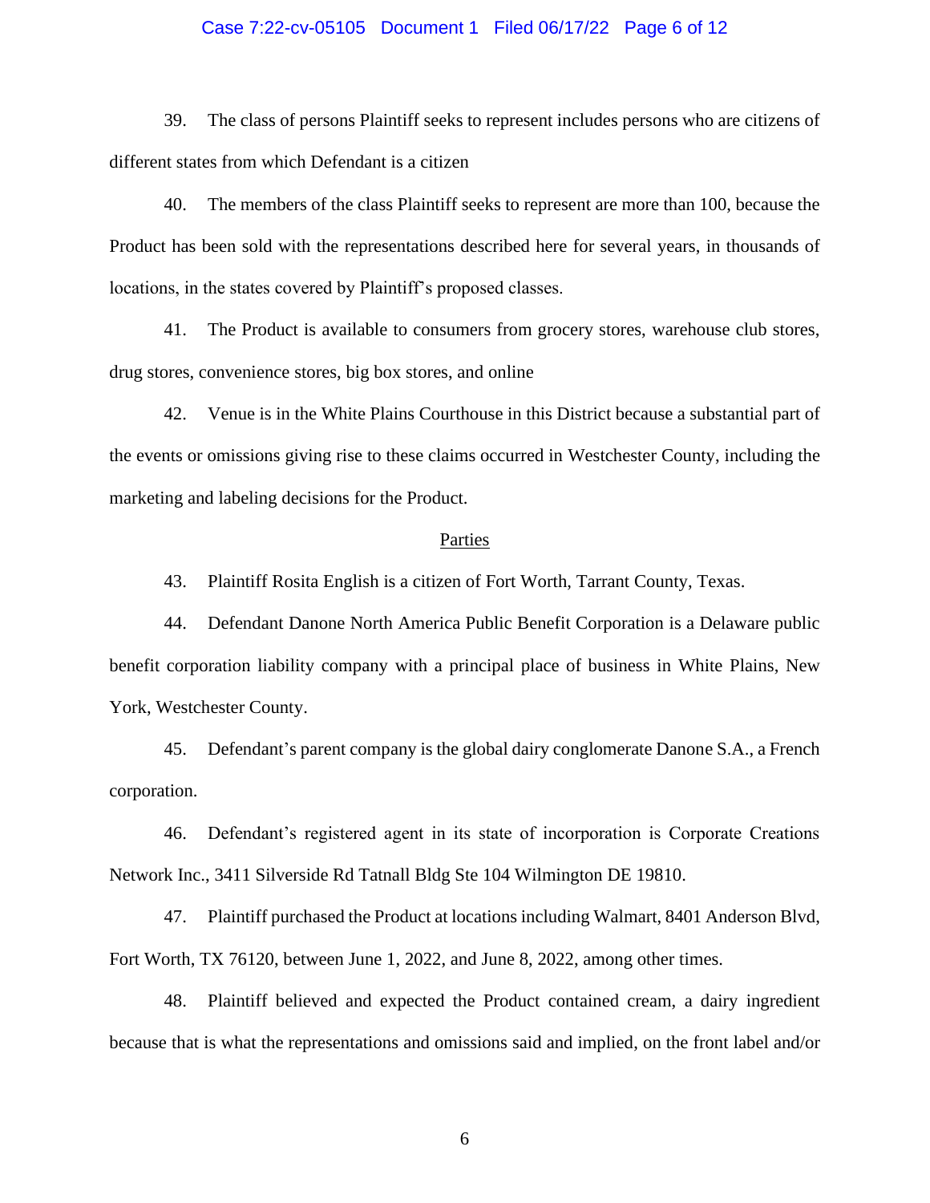39. The class of persons Plaintiff seeks to represent includes persons who are citizens of different states from which Defendant is a citizen

40. The members of the class Plaintiff seeks to represent are more than 100, because the Product has been sold with the representations described here for several years, in thousands of locations, in the states covered by Plaintiff's proposed classes.

41. The Product is available to consumers from grocery stores, warehouse club stores, drug stores, convenience stores, big box stores, and online

42. Venue is in the White Plains Courthouse in this District because a substantial part of the events or omissions giving rise to these claims occurred in Westchester County, including the marketing and labeling decisions for the Product.

## Parties

43. Plaintiff Rosita English is a citizen of Fort Worth, Tarrant County, Texas.

44. Defendant Danone North America Public Benefit Corporation is a Delaware public benefit corporation liability company with a principal place of business in White Plains, New York, Westchester County.

45. Defendant's parent company is the global dairy conglomerate Danone S.A., a French corporation.

46. Defendant's registered agent in its state of incorporation is Corporate Creations Network Inc., 3411 Silverside Rd Tatnall Bldg Ste 104 Wilmington DE 19810.

47. Plaintiff purchased the Product at locations including Walmart, 8401 Anderson Blvd, Fort Worth, TX 76120, between June 1, 2022, and June 8, 2022, among other times.

48. Plaintiff believed and expected the Product contained cream, a dairy ingredient because that is what the representations and omissions said and implied, on the front label and/or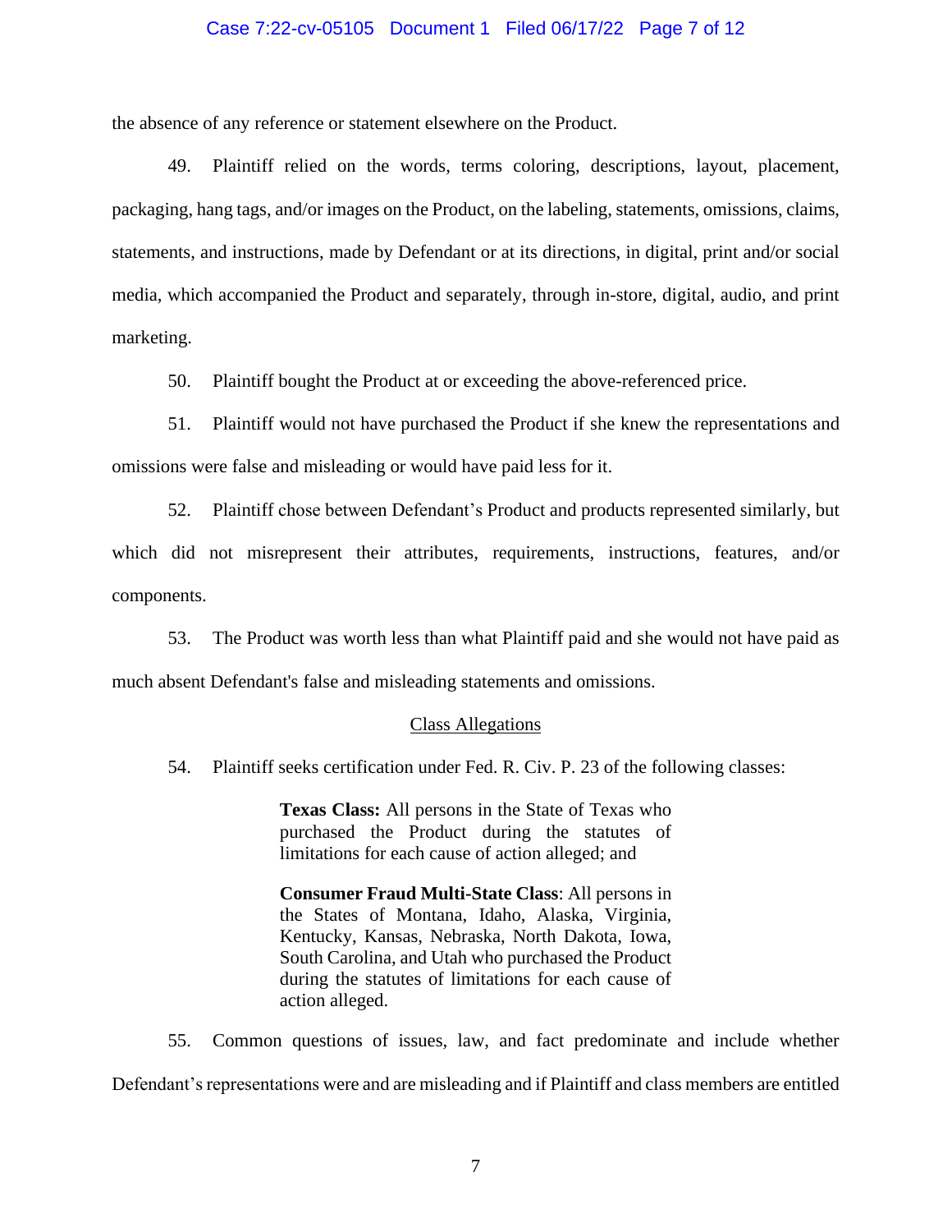the absence of any reference or statement elsewhere on the Product.

49. Plaintiff relied on the words, terms coloring, descriptions, layout, placement, packaging, hang tags, and/or images on the Product, on the labeling, statements, omissions, claims, statements, and instructions, made by Defendant or at its directions, in digital, print and/or social media, which accompanied the Product and separately, through in-store, digital, audio, and print marketing.

50. Plaintiff bought the Product at or exceeding the above-referenced price.

51. Plaintiff would not have purchased the Product if she knew the representations and omissions were false and misleading or would have paid less for it.

52. Plaintiff chose between Defendant's Product and products represented similarly, but which did not misrepresent their attributes, requirements, instructions, features, and/or components.

53. The Product was worth less than what Plaintiff paid and she would not have paid as much absent Defendant's false and misleading statements and omissions.

## Class Allegations

54. Plaintiff seeks certification under Fed. R. Civ. P. 23 of the following classes:

> **Texas Class:** All persons in the State of Texas who purchased the Product during the statutes of limitations for each cause of action alleged; and
>
> **Consumer Fraud Multi-State Class**: All persons in the States of Montana, Idaho, Alaska, Virginia, Kentucky, Kansas, Nebraska, North Dakota, Iowa, South Carolina, and Utah who purchased the Product during the statutes of limitations for each cause of action alleged.

55. Common questions of issues, law, and fact predominate and include whether Defendant's representations were and are misleading and if Plaintiff and class members are entitled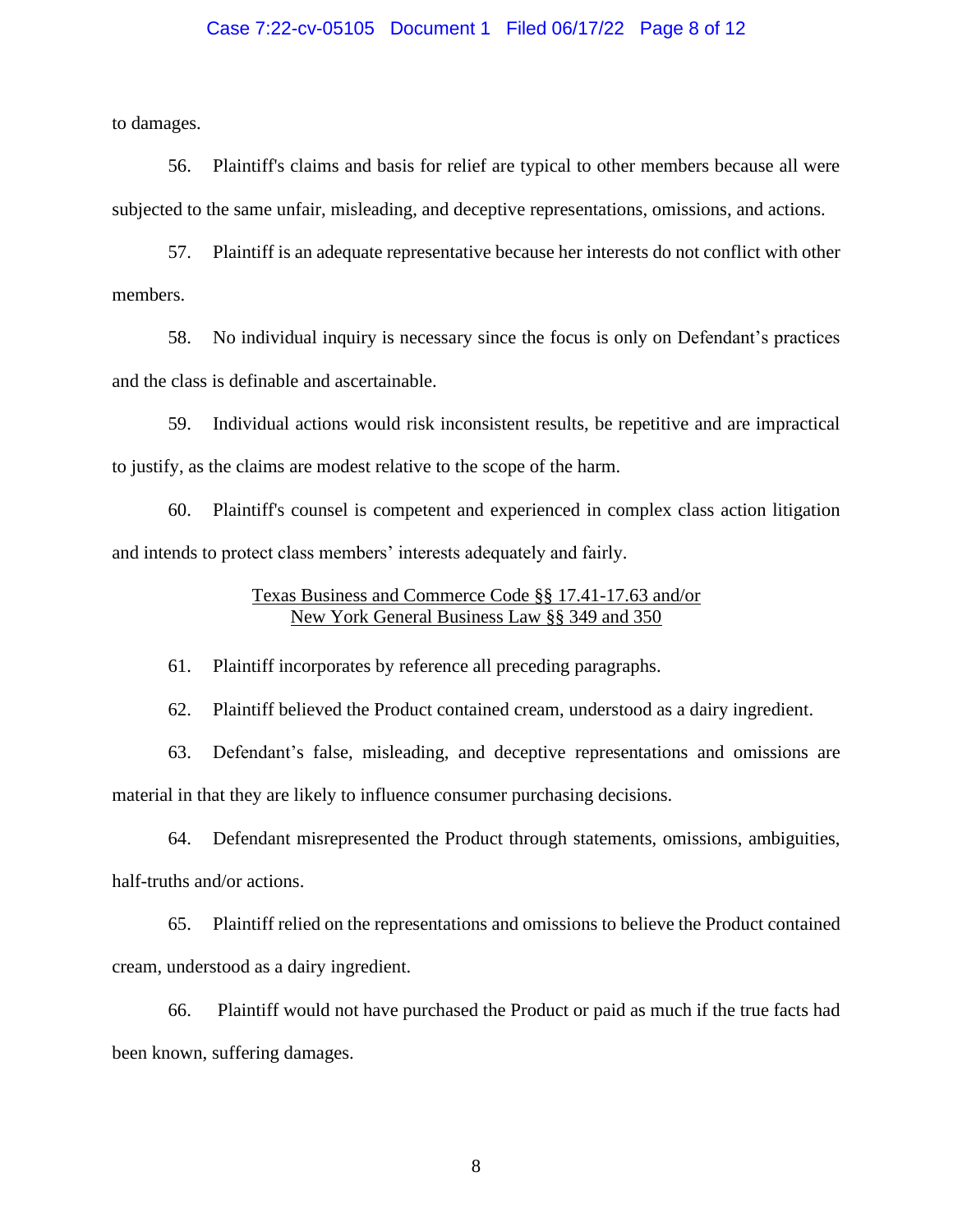to damages.

56. Plaintiff's claims and basis for relief are typical to other members because all were subjected to the same unfair, misleading, and deceptive representations, omissions, and actions.

57. Plaintiff is an adequate representative because her interests do not conflict with other members.

58. No individual inquiry is necessary since the focus is only on Defendant's practices and the class is definable and ascertainable.

59. Individual actions would risk inconsistent results, be repetitive and are impractical to justify, as the claims are modest relative to the scope of the harm.

60. Plaintiff's counsel is competent and experienced in complex class action litigation and intends to protect class members' interests adequately and fairly.

<u>Texas Business and Commerce Code §§ 17.41-17.63 and/or</u>
<u>New York General Business Law §§ 349 and 350</u>

61. Plaintiff incorporates by reference all preceding paragraphs.

62. Plaintiff believed the Product contained cream, understood as a dairy ingredient.

63. Defendant's false, misleading, and deceptive representations and omissions are material in that they are likely to influence consumer purchasing decisions.

64. Defendant misrepresented the Product through statements, omissions, ambiguities, half-truths and/or actions.

65. Plaintiff relied on the representations and omissions to believe the Product contained cream, understood as a dairy ingredient.

66. Plaintiff would not have purchased the Product or paid as much if the true facts had been known, suffering damages.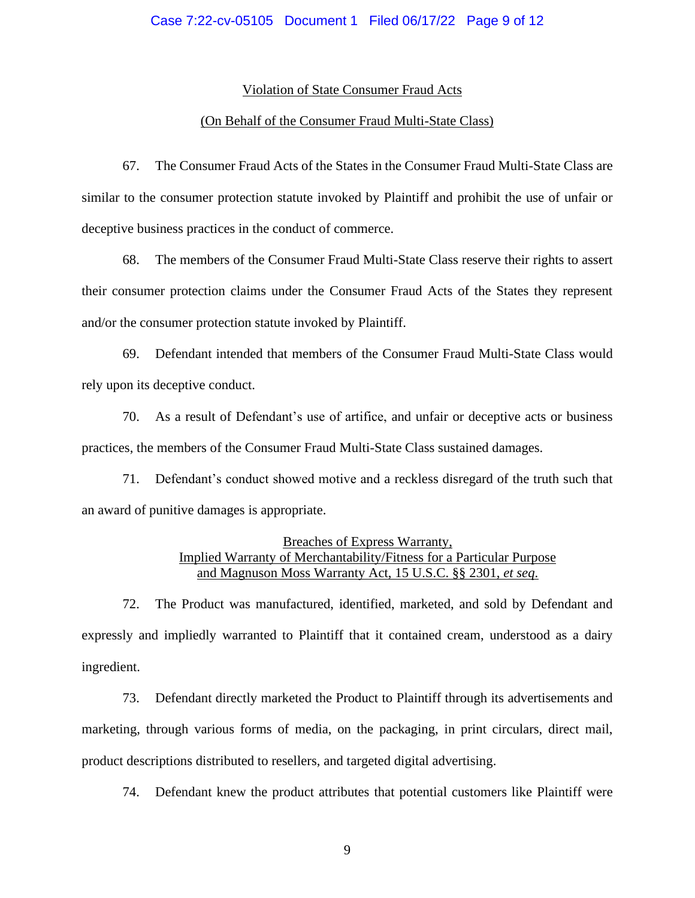<u>Violation of State Consumer Fraud Acts</u>

<u>(On Behalf of the Consumer Fraud Multi-State Class)</u>

67. The Consumer Fraud Acts of the States in the Consumer Fraud Multi-State Class are similar to the consumer protection statute invoked by Plaintiff and prohibit the use of unfair or deceptive business practices in the conduct of commerce.

68. The members of the Consumer Fraud Multi-State Class reserve their rights to assert their consumer protection claims under the Consumer Fraud Acts of the States they represent and/or the consumer protection statute invoked by Plaintiff.

69. Defendant intended that members of the Consumer Fraud Multi-State Class would rely upon its deceptive conduct.

70. As a result of Defendant's use of artifice, and unfair or deceptive acts or business practices, the members of the Consumer Fraud Multi-State Class sustained damages.

71. Defendant's conduct showed motive and a reckless disregard of the truth such that an award of punitive damages is appropriate.

<u>Breaches of Express Warranty,</u>
<u>Implied Warranty of Merchantability/Fitness for a Particular Purpose</u>
<u>and Magnuson Moss Warranty Act, 15 U.S.C. §§ 2301, *et seq.*</u>

72. The Product was manufactured, identified, marketed, and sold by Defendant and expressly and impliedly warranted to Plaintiff that it contained cream, understood as a dairy ingredient.

73. Defendant directly marketed the Product to Plaintiff through its advertisements and marketing, through various forms of media, on the packaging, in print circulars, direct mail, product descriptions distributed to resellers, and targeted digital advertising.

74. Defendant knew the product attributes that potential customers like Plaintiff were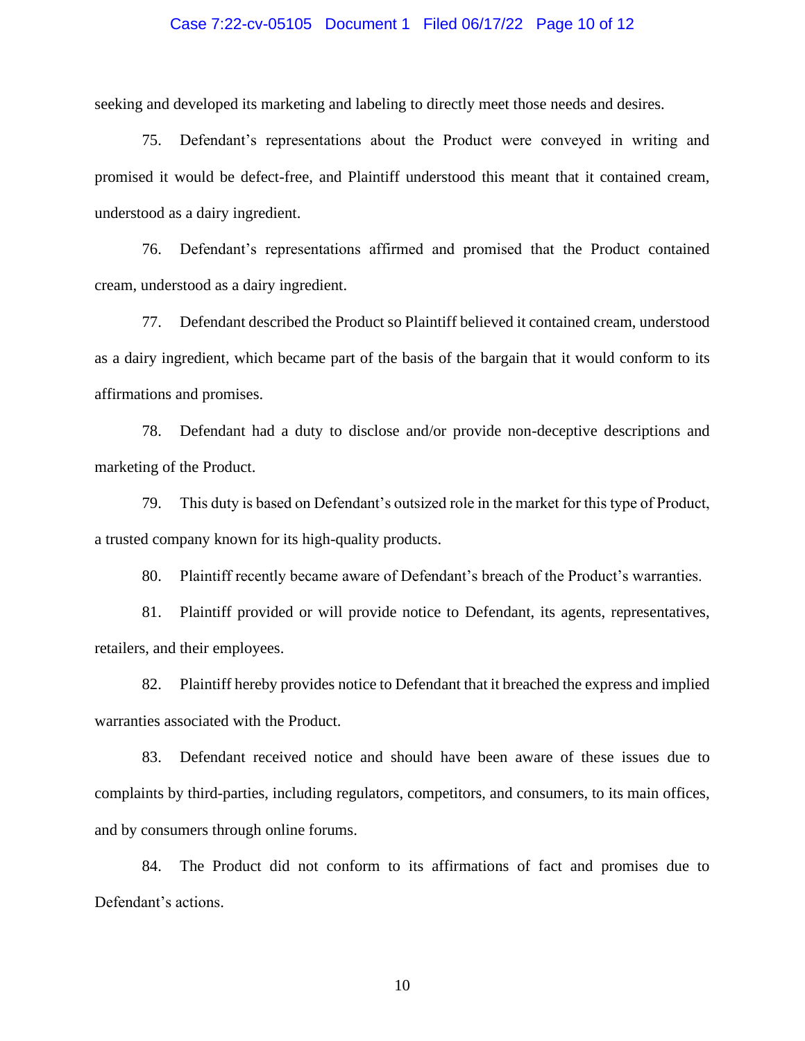seeking and developed its marketing and labeling to directly meet those needs and desires.

75. Defendant's representations about the Product were conveyed in writing and promised it would be defect-free, and Plaintiff understood this meant that it contained cream, understood as a dairy ingredient.

76. Defendant's representations affirmed and promised that the Product contained cream, understood as a dairy ingredient.

77. Defendant described the Product so Plaintiff believed it contained cream, understood as a dairy ingredient, which became part of the basis of the bargain that it would conform to its affirmations and promises.

78. Defendant had a duty to disclose and/or provide non-deceptive descriptions and marketing of the Product.

79. This duty is based on Defendant's outsized role in the market for this type of Product, a trusted company known for its high-quality products.

80. Plaintiff recently became aware of Defendant's breach of the Product's warranties.

81. Plaintiff provided or will provide notice to Defendant, its agents, representatives, retailers, and their employees.

82. Plaintiff hereby provides notice to Defendant that it breached the express and implied warranties associated with the Product.

83. Defendant received notice and should have been aware of these issues due to complaints by third-parties, including regulators, competitors, and consumers, to its main offices, and by consumers through online forums.

84. The Product did not conform to its affirmations of fact and promises due to Defendant's actions.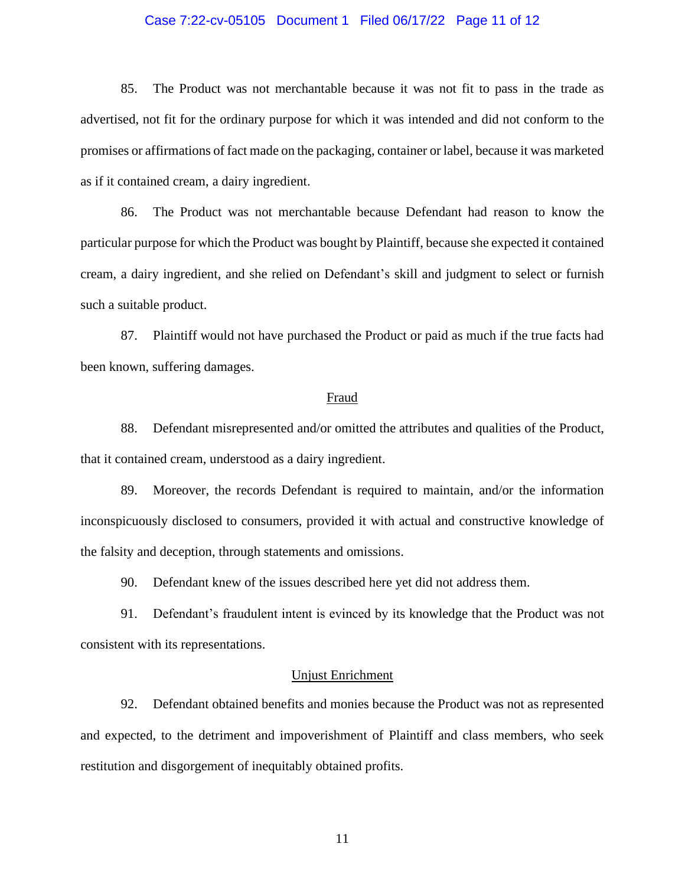85. The Product was not merchantable because it was not fit to pass in the trade as advertised, not fit for the ordinary purpose for which it was intended and did not conform to the promises or affirmations of fact made on the packaging, container or label, because it was marketed as if it contained cream, a dairy ingredient.

86. The Product was not merchantable because Defendant had reason to know the particular purpose for which the Product was bought by Plaintiff, because she expected it contained cream, a dairy ingredient, and she relied on Defendant's skill and judgment to select or furnish such a suitable product.

87. Plaintiff would not have purchased the Product or paid as much if the true facts had been known, suffering damages.

## Fraud

88. Defendant misrepresented and/or omitted the attributes and qualities of the Product, that it contained cream, understood as a dairy ingredient.

89. Moreover, the records Defendant is required to maintain, and/or the information inconspicuously disclosed to consumers, provided it with actual and constructive knowledge of the falsity and deception, through statements and omissions.

90. Defendant knew of the issues described here yet did not address them.

91. Defendant's fraudulent intent is evinced by its knowledge that the Product was not consistent with its representations.

## Unjust Enrichment

92. Defendant obtained benefits and monies because the Product was not as represented and expected, to the detriment and impoverishment of Plaintiff and class members, who seek restitution and disgorgement of inequitably obtained profits.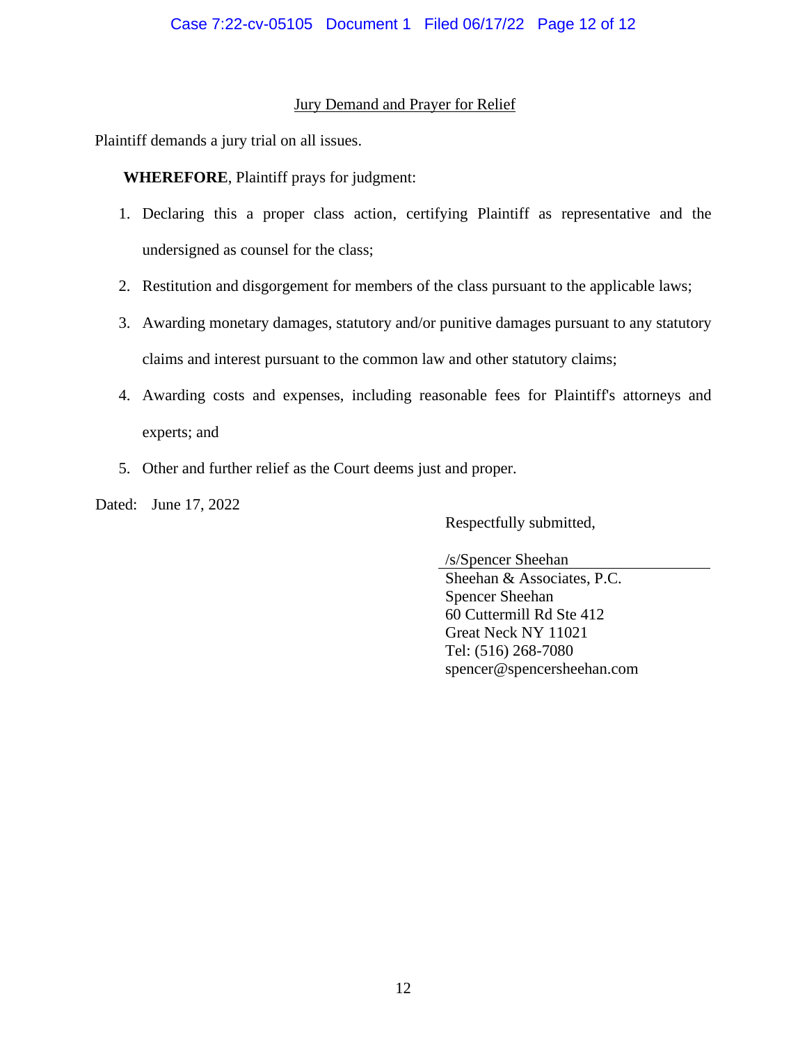## Jury Demand and Prayer for Relief

Plaintiff demands a jury trial on all issues.

**WHEREFORE**, Plaintiff prays for judgment:

1. Declaring this a proper class action, certifying Plaintiff as representative and the undersigned as counsel for the class;
2. Restitution and disgorgement for members of the class pursuant to the applicable laws;
3. Awarding monetary damages, statutory and/or punitive damages pursuant to any statutory claims and interest pursuant to the common law and other statutory claims;
4. Awarding costs and expenses, including reasonable fees for Plaintiff's attorneys and experts; and
5. Other and further relief as the Court deems just and proper.

Dated: June 17, 2022

Respectfully submitted,

/s/Spencer Sheehan
Sheehan & Associates, P.C.
Spencer Sheehan
60 Cuttermill Rd Ste 412
Great Neck NY 11021
Tel: (516) 268-7080
spencer@spencersheehan.com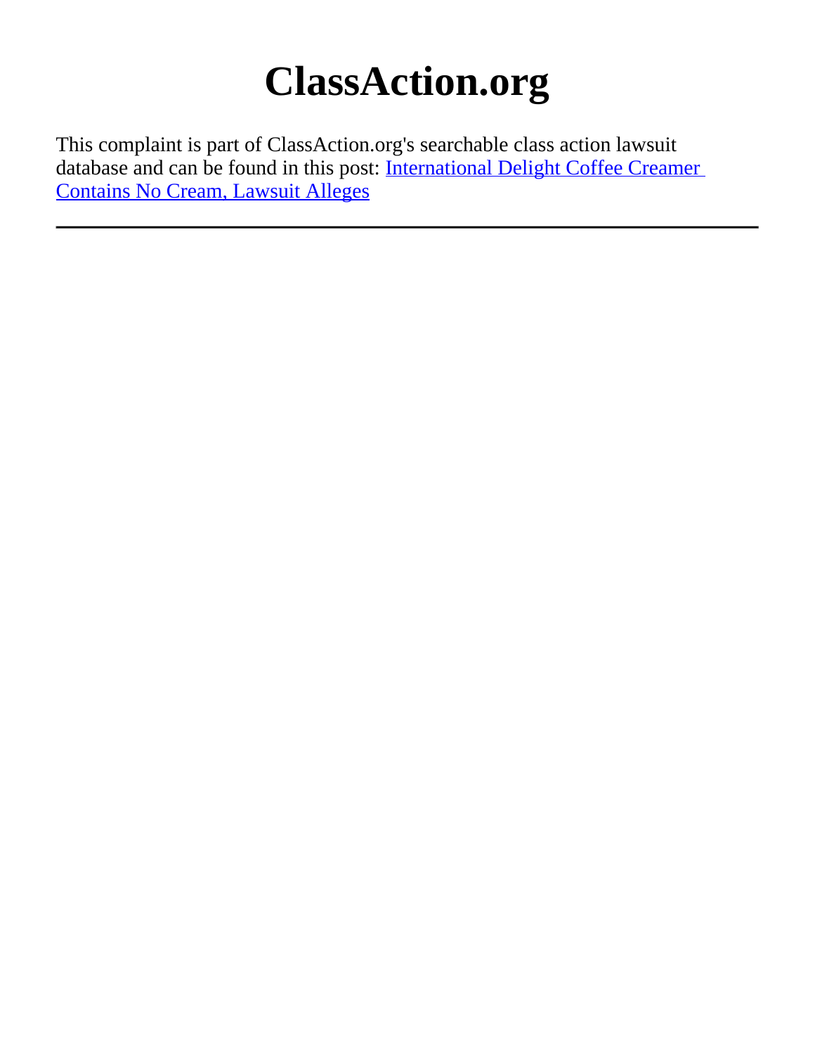# ClassAction.org

This complaint is part of ClassAction.org's searchable class action lawsuit database and can be found in this post: [International Delight Coffee Creamer Contains No Cream, Lawsuit Alleges]

---